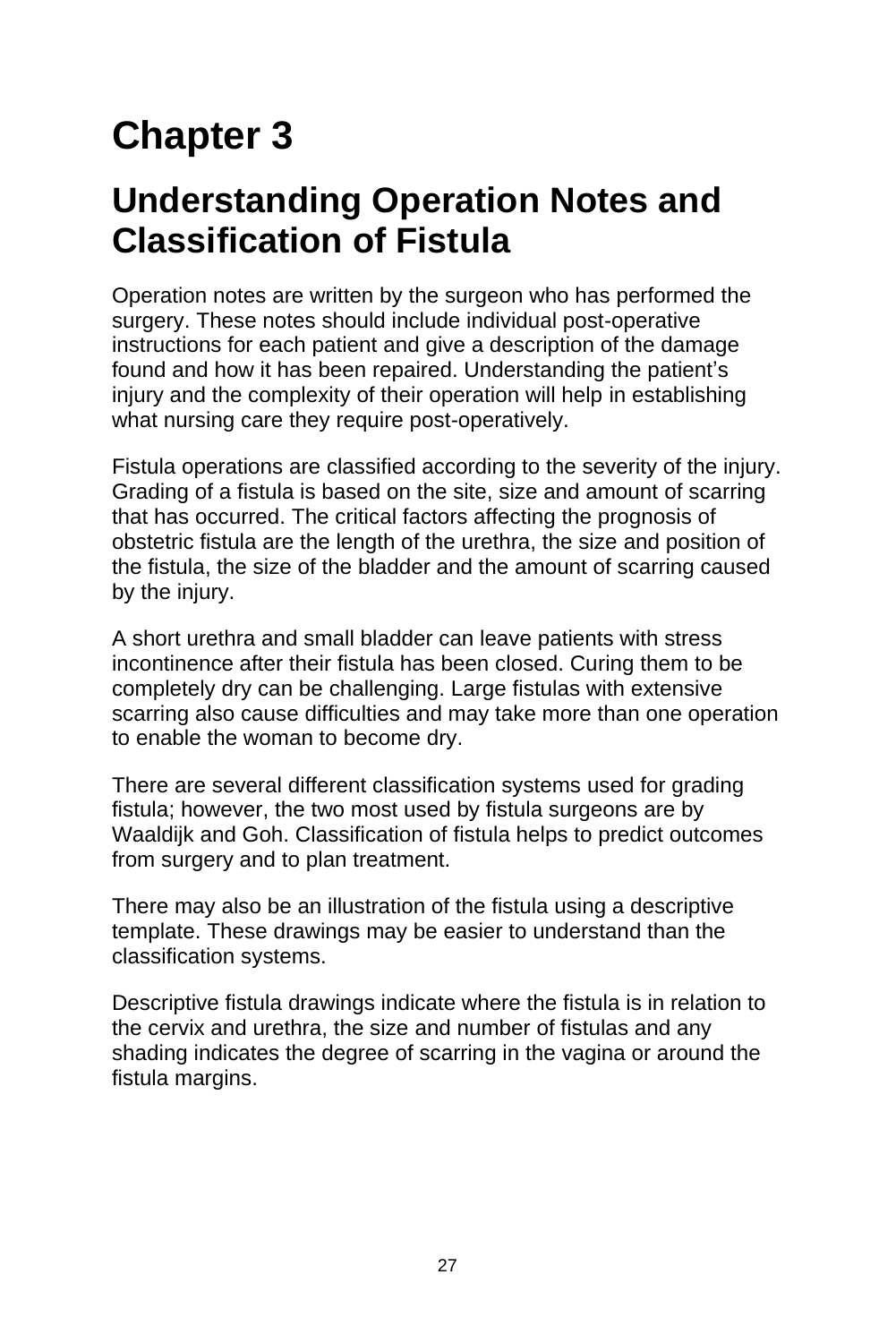# Chapter 3

## Understanding Operation Notes and Classification of Fistula

Operation notes are written by the surgeon who has performed the surgery. These notes should include individual post-operative instructions for each patient and give a description of the damage found and how it has been repaired. Understanding the patient's injury and the complexity of their operation will help in establishing what nursing care they require post-operatively.

Fistula operations are classified according to the severity of the injury. Grading of a fistula is based on the site, size and amount of scarring that has occurred. The critical factors affecting the prognosis of obstetric fistula are the length of the urethra, the size and position of the fistula, the size of the bladder and the amount of scarring caused by the injury.

A short urethra and small bladder can leave patients with stress incontinence after their fistula has been closed. Curing them to be completely dry can be challenging. Large fistulas with extensive scarring also cause difficulties and may take more than one operation to enable the woman to become dry.

There are several different classification systems used for grading fistula; however, the two most used by fistula surgeons are by Waaldijk and Goh. Classification of fistula helps to predict outcomes from surgery and to plan treatment.

There may also be an illustration of the fistula using a descriptive template. These drawings may be easier to understand than the classification systems.

Descriptive fistula drawings indicate where the fistula is in relation to the cervix and urethra, the size and number of fistulas and any shading indicates the degree of scarring in the vagina or around the fistula margins.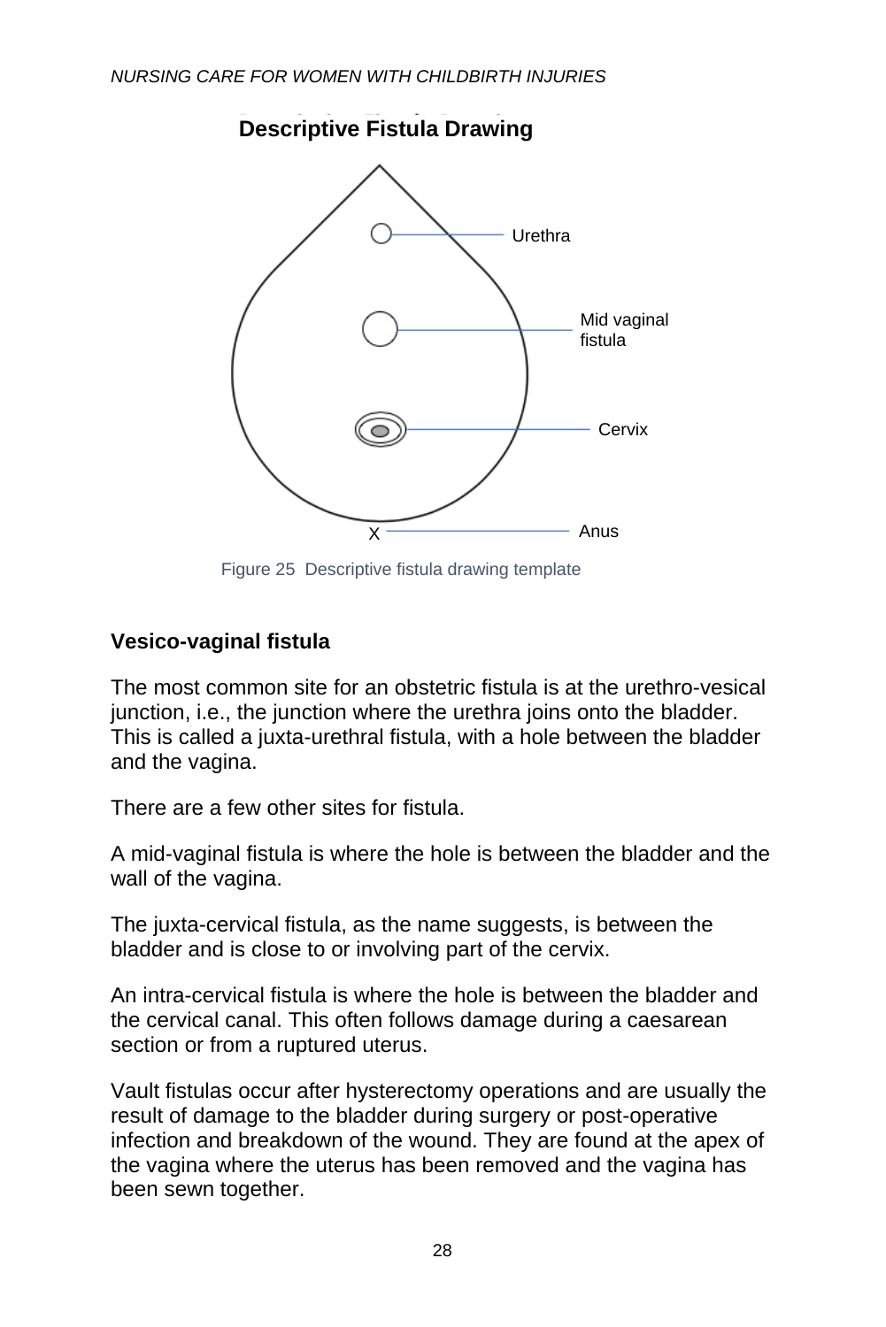**Descriptive Fistula Drawing**

Urethra

Mid vaginal fistula

Cervix

X Anus

Figure 25 Descriptive fistula drawing template

**Vesico-vaginal fistula**

The most common site for an obstetric fistula is at the urethro-vesical junction, i.e., the junction where the urethra joins onto the bladder. This is called a juxta-urethral fistula, with a hole between the bladder and the vagina.

There are a few other sites for fistula.

A mid-vaginal fistula is where the hole is between the bladder and the wall of the vagina.

The juxta-cervical fistula, as the name suggests, is between the bladder and is close to or involving part of the cervix.

An intra-cervical fistula is where the hole is between the bladder and the cervical canal. This often follows damage during a caesarean section or from a ruptured uterus.

Vault fistulas occur after hysterectomy operations and are usually the result of damage to the bladder during surgery or post-operative infection and breakdown of the wound. They are found at the apex of the vagina where the uterus has been removed and the vagina has been sewn together.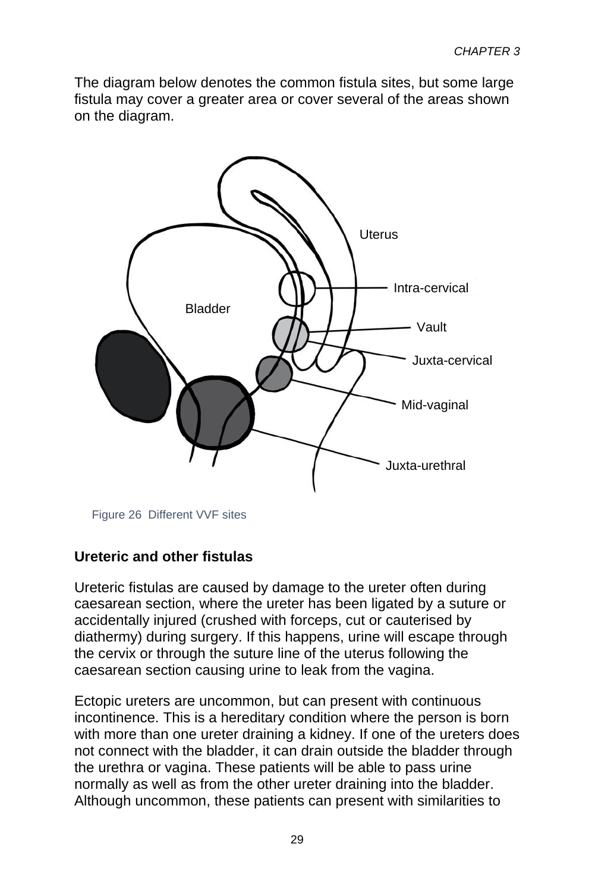The diagram below denotes the common fistula sites, but some large fistula may cover a greater area or cover several of the areas shown on the diagram.

Figure 26 Different VVF sites

## Ureteric and other fistulas

Ureteric fistulas are caused by damage to the ureter often during caesarean section, where the ureter has been ligated by a suture or accidentally injured (crushed with forceps, cut or cauterised by diathermy) during surgery. If this happens, urine will escape through the cervix or through the suture line of the uterus following the caesarean section causing urine to leak from the vagina.

Ectopic ureters are uncommon, but can present with continuous incontinence. This is a hereditary condition where the person is born with more than one ureter draining a kidney. If one of the ureters does not connect with the bladder, it can drain outside the bladder through the urethra or vagina. These patients will be able to pass urine normally as well as from the other ureter draining into the bladder. Although uncommon, these patients can present with similarities to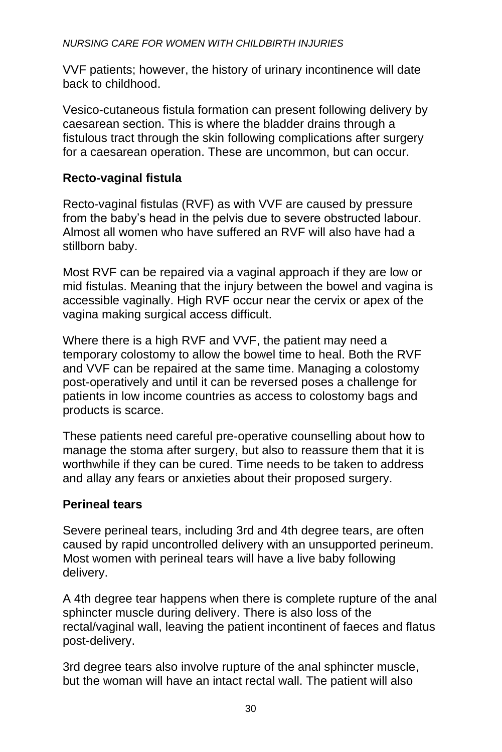VVF patients; however, the history of urinary incontinence will date back to childhood.

Vesico-cutaneous fistula formation can present following delivery by caesarean section. This is where the bladder drains through a fistulous tract through the skin following complications after surgery for a caesarean operation. These are uncommon, but can occur.

### Recto-vaginal fistula

Recto-vaginal fistulas (RVF) as with VVF are caused by pressure from the baby's head in the pelvis due to severe obstructed labour. Almost all women who have suffered an RVF will also have had a stillborn baby.

Most RVF can be repaired via a vaginal approach if they are low or mid fistulas. Meaning that the injury between the bowel and vagina is accessible vaginally. High RVF occur near the cervix or apex of the vagina making surgical access difficult.

Where there is a high RVF and VVF, the patient may need a temporary colostomy to allow the bowel time to heal. Both the RVF and VVF can be repaired at the same time. Managing a colostomy post-operatively and until it can be reversed poses a challenge for patients in low income countries as access to colostomy bags and products is scarce.

These patients need careful pre-operative counselling about how to manage the stoma after surgery, but also to reassure them that it is worthwhile if they can be cured. Time needs to be taken to address and allay any fears or anxieties about their proposed surgery.

### Perineal tears

Severe perineal tears, including 3rd and 4th degree tears, are often caused by rapid uncontrolled delivery with an unsupported perineum. Most women with perineal tears will have a live baby following delivery.

A 4th degree tear happens when there is complete rupture of the anal sphincter muscle during delivery. There is also loss of the rectal/vaginal wall, leaving the patient incontinent of faeces and flatus post-delivery.

3rd degree tears also involve rupture of the anal sphincter muscle, but the woman will have an intact rectal wall. The patient will also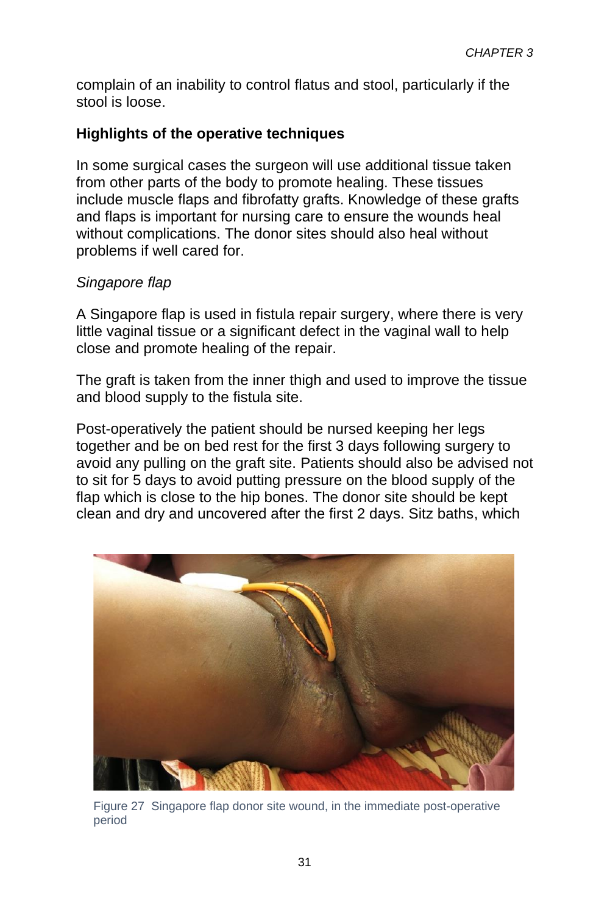complain of an inability to control flatus and stool, particularly if the stool is loose.

## Highlights of the operative techniques

In some surgical cases the surgeon will use additional tissue taken from other parts of the body to promote healing. These tissues include muscle flaps and fibrofatty grafts. Knowledge of these grafts and flaps is important for nursing care to ensure the wounds heal without complications. The donor sites should also heal without problems if well cared for.

### *Singapore flap*

A Singapore flap is used in fistula repair surgery, where there is very little vaginal tissue or a significant defect in the vaginal wall to help close and promote healing of the repair.

The graft is taken from the inner thigh and used to improve the tissue and blood supply to the fistula site.

Post-operatively the patient should be nursed keeping her legs together and be on bed rest for the first 3 days following surgery to avoid any pulling on the graft site. Patients should also be advised not to sit for 5 days to avoid putting pressure on the blood supply of the flap which is close to the hip bones. The donor site should be kept clean and dry and uncovered after the first 2 days. Sitz baths, which

Figure 27 Singapore flap donor site wound, in the immediate post-operative period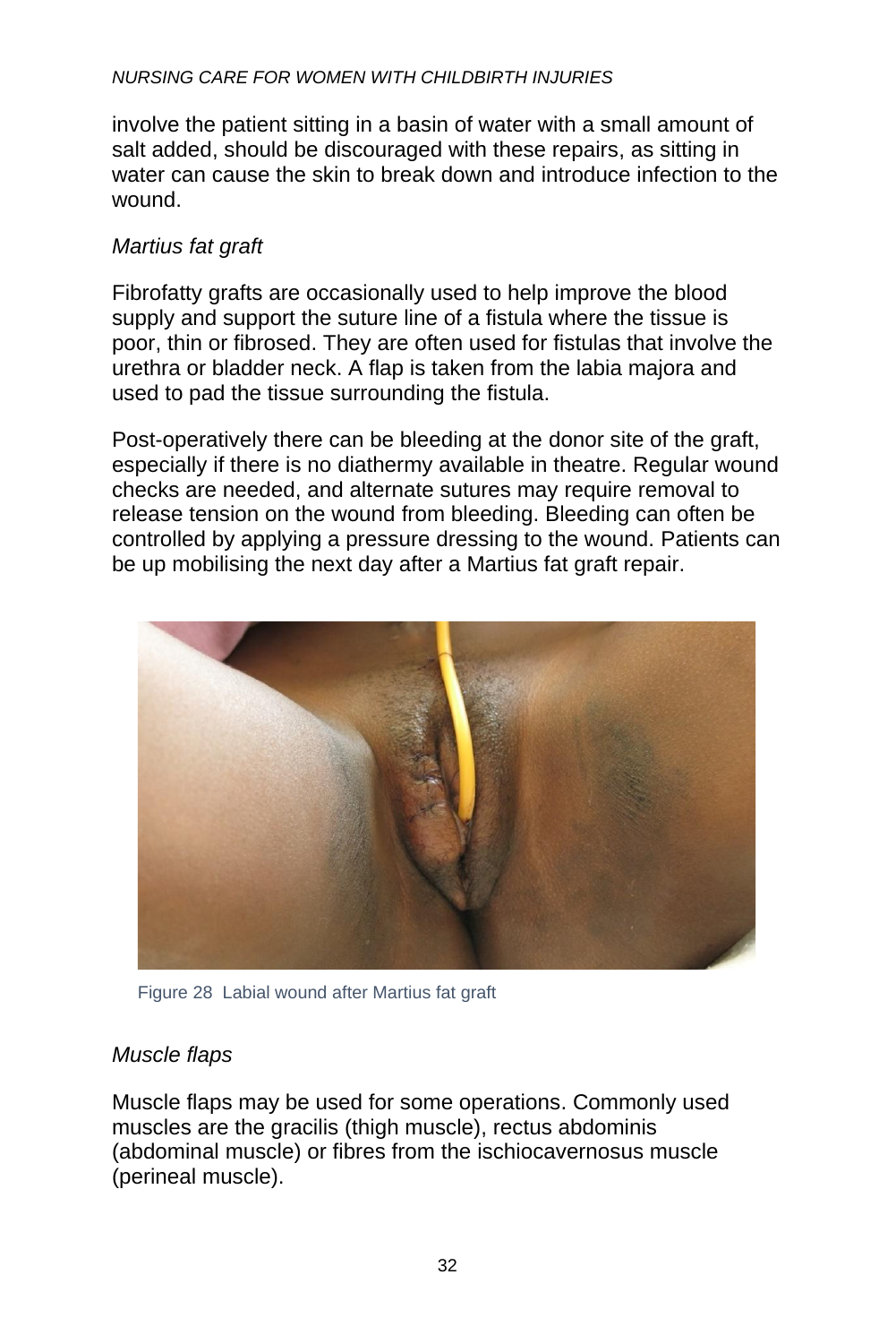involve the patient sitting in a basin of water with a small amount of salt added, should be discouraged with these repairs, as sitting in water can cause the skin to break down and introduce infection to the wound.

*Martius fat graft*

Fibrofatty grafts are occasionally used to help improve the blood supply and support the suture line of a fistula where the tissue is poor, thin or fibrosed. They are often used for fistulas that involve the urethra or bladder neck. A flap is taken from the labia majora and used to pad the tissue surrounding the fistula.

Post-operatively there can be bleeding at the donor site of the graft, especially if there is no diathermy available in theatre. Regular wound checks are needed, and alternate sutures may require removal to release tension on the wound from bleeding. Bleeding can often be controlled by applying a pressure dressing to the wound. Patients can be up mobilising the next day after a Martius fat graft repair.

Figure 28 Labial wound after Martius fat graft

*Muscle flaps*

Muscle flaps may be used for some operations. Commonly used muscles are the gracilis (thigh muscle), rectus abdominis (abdominal muscle) or fibres from the ischiocavernosus muscle (perineal muscle).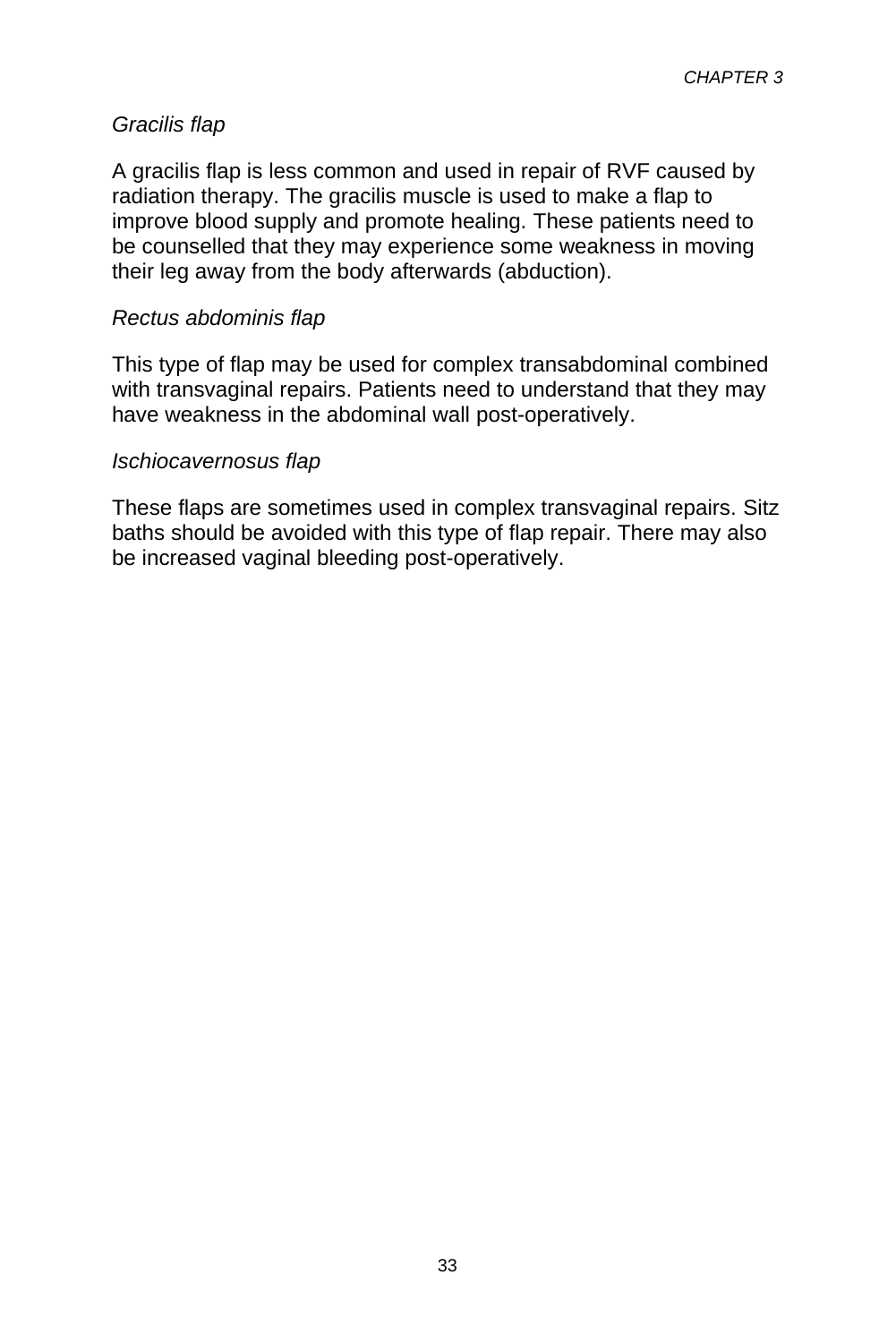*Gracilis flap*

A gracilis flap is less common and used in repair of RVF caused by radiation therapy. The gracilis muscle is used to make a flap to improve blood supply and promote healing. These patients need to be counselled that they may experience some weakness in moving their leg away from the body afterwards (abduction).

*Rectus abdominis flap*

This type of flap may be used for complex transabdominal combined with transvaginal repairs. Patients need to understand that they may have weakness in the abdominal wall post-operatively.

*Ischiocavernosus flap*

These flaps are sometimes used in complex transvaginal repairs. Sitz baths should be avoided with this type of flap repair. There may also be increased vaginal bleeding post-operatively.